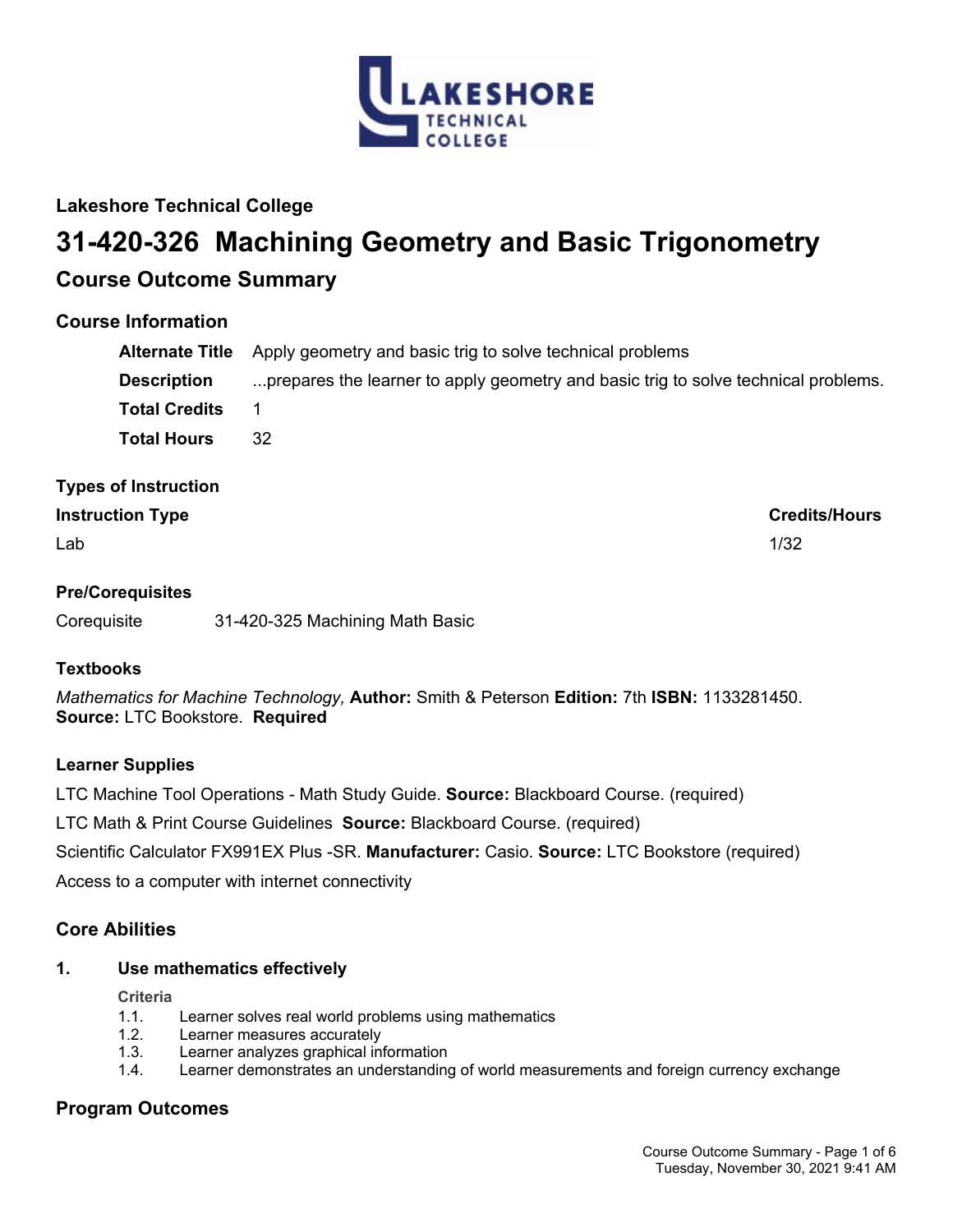## Lakeshore Technical College

# 31-420-326 Machining Geometry and Basic Trigonometry

## Course Outcome Summary

### Course Information

**Alternate Title** Apply geometry and basic trig to solve technical problems

**Description** ...prepares the learner to apply geometry and basic trig to solve technical problems.

**Total Credits** 1

**Total Hours** 32

### Types of Instruction

| Instruction Type | Credits/Hours |
| --- | --- |
| Lab | 1/32 |

### Pre/Corequisites

Corequisite 31-420-325 Machining Math Basic

### Textbooks

*Mathematics for Machine Technology,* **Author:** Smith & Peterson **Edition:** 7th **ISBN:** 1133281450. **Source:** LTC Bookstore. **Required**

### Learner Supplies

LTC Machine Tool Operations - Math Study Guide. **Source:** Blackboard Course. (required)

LTC Math & Print Course Guidelines **Source:** Blackboard Course. (required)

Scientific Calculator FX991EX Plus -SR. **Manufacturer:** Casio. **Source:** LTC Bookstore (required)

Access to a computer with internet connectivity

## Core Abilities

### 1. Use mathematics effectively

**Criteria**

1.1. Learner solves real world problems using mathematics
1.2. Learner measures accurately
1.3. Learner analyzes graphical information
1.4. Learner demonstrates an understanding of world measurements and foreign currency exchange

## Program Outcomes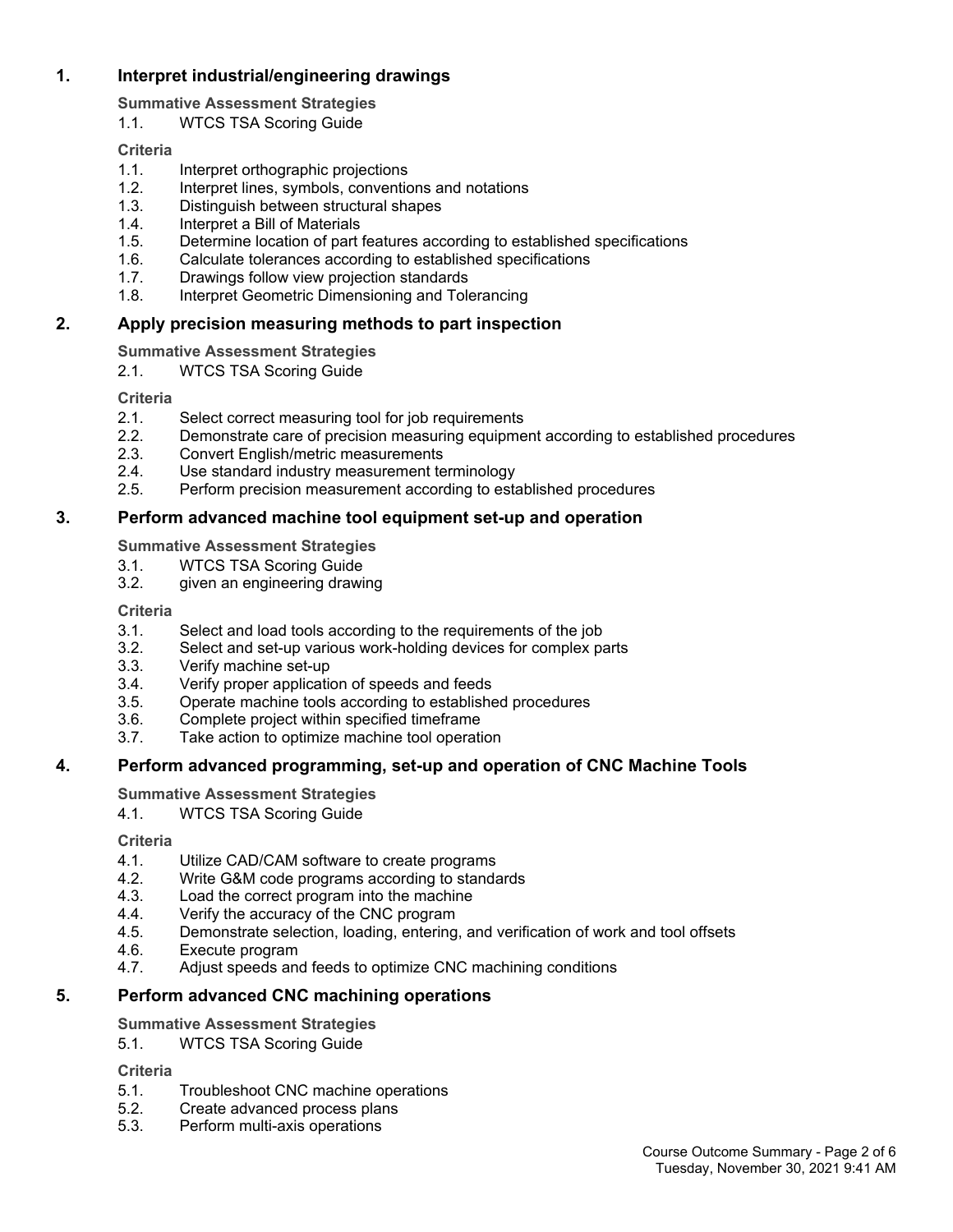## 1. Interpret industrial/engineering drawings

**Summative Assessment Strategies**

1.1. WTCS TSA Scoring Guide

**Criteria**

1.1. Interpret orthographic projections
1.2. Interpret lines, symbols, conventions and notations
1.3. Distinguish between structural shapes
1.4. Interpret a Bill of Materials
1.5. Determine location of part features according to established specifications
1.6. Calculate tolerances according to established specifications
1.7. Drawings follow view projection standards
1.8. Interpret Geometric Dimensioning and Tolerancing

## 2. Apply precision measuring methods to part inspection

**Summative Assessment Strategies**

2.1. WTCS TSA Scoring Guide

**Criteria**

2.1. Select correct measuring tool for job requirements
2.2. Demonstrate care of precision measuring equipment according to established procedures
2.3. Convert English/metric measurements
2.4. Use standard industry measurement terminology
2.5. Perform precision measurement according to established procedures

## 3. Perform advanced machine tool equipment set-up and operation

**Summative Assessment Strategies**

3.1. WTCS TSA Scoring Guide
3.2. given an engineering drawing

**Criteria**

3.1. Select and load tools according to the requirements of the job
3.2. Select and set-up various work-holding devices for complex parts
3.3. Verify machine set-up
3.4. Verify proper application of speeds and feeds
3.5. Operate machine tools according to established procedures
3.6. Complete project within specified timeframe
3.7. Take action to optimize machine tool operation

## 4. Perform advanced programming, set-up and operation of CNC Machine Tools

**Summative Assessment Strategies**

4.1. WTCS TSA Scoring Guide

**Criteria**

4.1. Utilize CAD/CAM software to create programs
4.2. Write G&M code programs according to standards
4.3. Load the correct program into the machine
4.4. Verify the accuracy of the CNC program
4.5. Demonstrate selection, loading, entering, and verification of work and tool offsets
4.6. Execute program
4.7. Adjust speeds and feeds to optimize CNC machining conditions

## 5. Perform advanced CNC machining operations

**Summative Assessment Strategies**

5.1. WTCS TSA Scoring Guide

**Criteria**

5.1. Troubleshoot CNC machine operations
5.2. Create advanced process plans
5.3. Perform multi-axis operations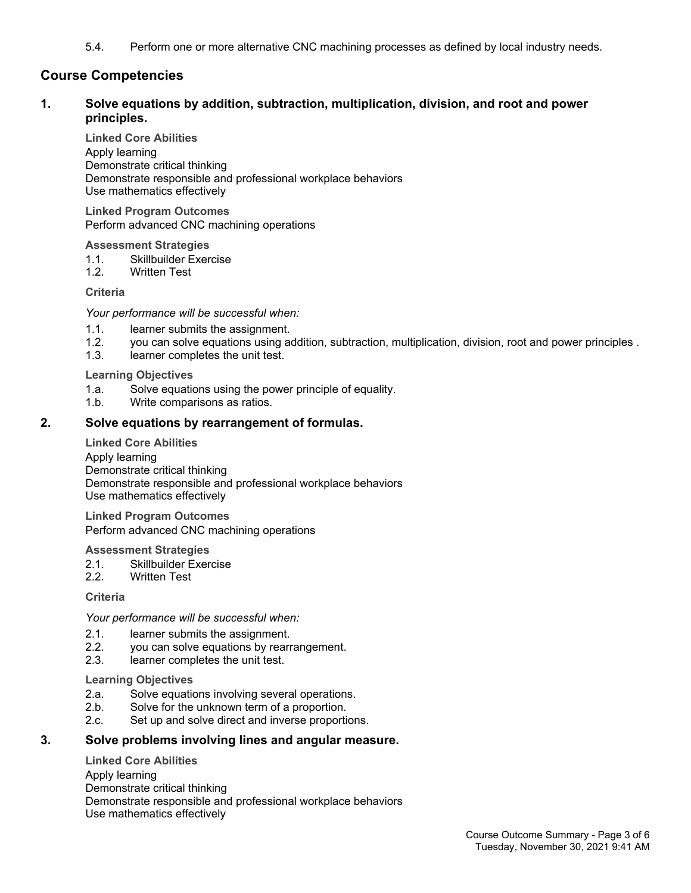5.4. Perform one or more alternative CNC machining processes as defined by local industry needs.

## Course Competencies

### 1. Solve equations by addition, subtraction, multiplication, division, and root and power principles.

**Linked Core Abilities**

Apply learning
Demonstrate critical thinking
Demonstrate responsible and professional workplace behaviors
Use mathematics effectively

**Linked Program Outcomes**

Perform advanced CNC machining operations

**Assessment Strategies**

1.1. Skillbuilder Exercise
1.2. Written Test

**Criteria**

*Your performance will be successful when:*

1.1. learner submits the assignment.
1.2. you can solve equations using addition, subtraction, multiplication, division, root and power principles .
1.3. learner completes the unit test.

**Learning Objectives**

1.a. Solve equations using the power principle of equality.
1.b. Write comparisons as ratios.

### 2. Solve equations by rearrangement of formulas.

**Linked Core Abilities**

Apply learning
Demonstrate critical thinking
Demonstrate responsible and professional workplace behaviors
Use mathematics effectively

**Linked Program Outcomes**

Perform advanced CNC machining operations

**Assessment Strategies**

2.1. Skillbuilder Exercise
2.2. Written Test

**Criteria**

*Your performance will be successful when:*

2.1. learner submits the assignment.
2.2. you can solve equations by rearrangement.
2.3. learner completes the unit test.

**Learning Objectives**

2.a. Solve equations involving several operations.
2.b. Solve for the unknown term of a proportion.
2.c. Set up and solve direct and inverse proportions.

### 3. Solve problems involving lines and angular measure.

**Linked Core Abilities**

Apply learning
Demonstrate critical thinking
Demonstrate responsible and professional workplace behaviors
Use mathematics effectively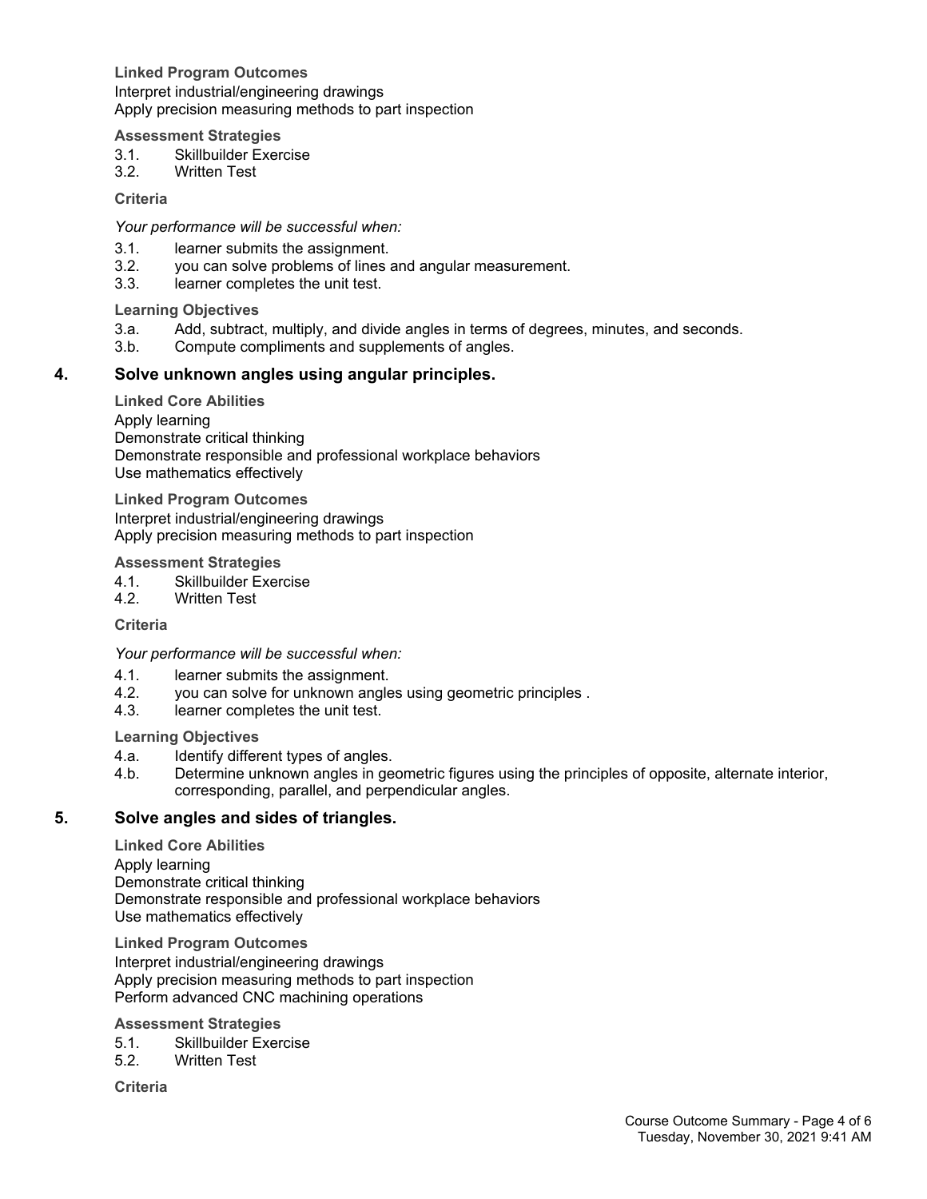**Linked Program Outcomes**

Interpret industrial/engineering drawings
Apply precision measuring methods to part inspection

**Assessment Strategies**

3.1. Skillbuilder Exercise
3.2. Written Test

**Criteria**

*Your performance will be successful when:*

3.1. learner submits the assignment.
3.2. you can solve problems of lines and angular measurement.
3.3. learner completes the unit test.

**Learning Objectives**

3.a. Add, subtract, multiply, and divide angles in terms of degrees, minutes, and seconds.
3.b. Compute compliments and supplements of angles.

## 4. Solve unknown angles using angular principles.

**Linked Core Abilities**

Apply learning
Demonstrate critical thinking
Demonstrate responsible and professional workplace behaviors
Use mathematics effectively

**Linked Program Outcomes**

Interpret industrial/engineering drawings
Apply precision measuring methods to part inspection

**Assessment Strategies**

4.1. Skillbuilder Exercise
4.2. Written Test

**Criteria**

*Your performance will be successful when:*

4.1. learner submits the assignment.
4.2. you can solve for unknown angles using geometric principles .
4.3. learner completes the unit test.

**Learning Objectives**

4.a. Identify different types of angles.
4.b. Determine unknown angles in geometric figures using the principles of opposite, alternate interior, corresponding, parallel, and perpendicular angles.

## 5. Solve angles and sides of triangles.

**Linked Core Abilities**

Apply learning
Demonstrate critical thinking
Demonstrate responsible and professional workplace behaviors
Use mathematics effectively

**Linked Program Outcomes**

Interpret industrial/engineering drawings
Apply precision measuring methods to part inspection
Perform advanced CNC machining operations

**Assessment Strategies**

5.1. Skillbuilder Exercise
5.2. Written Test

**Criteria**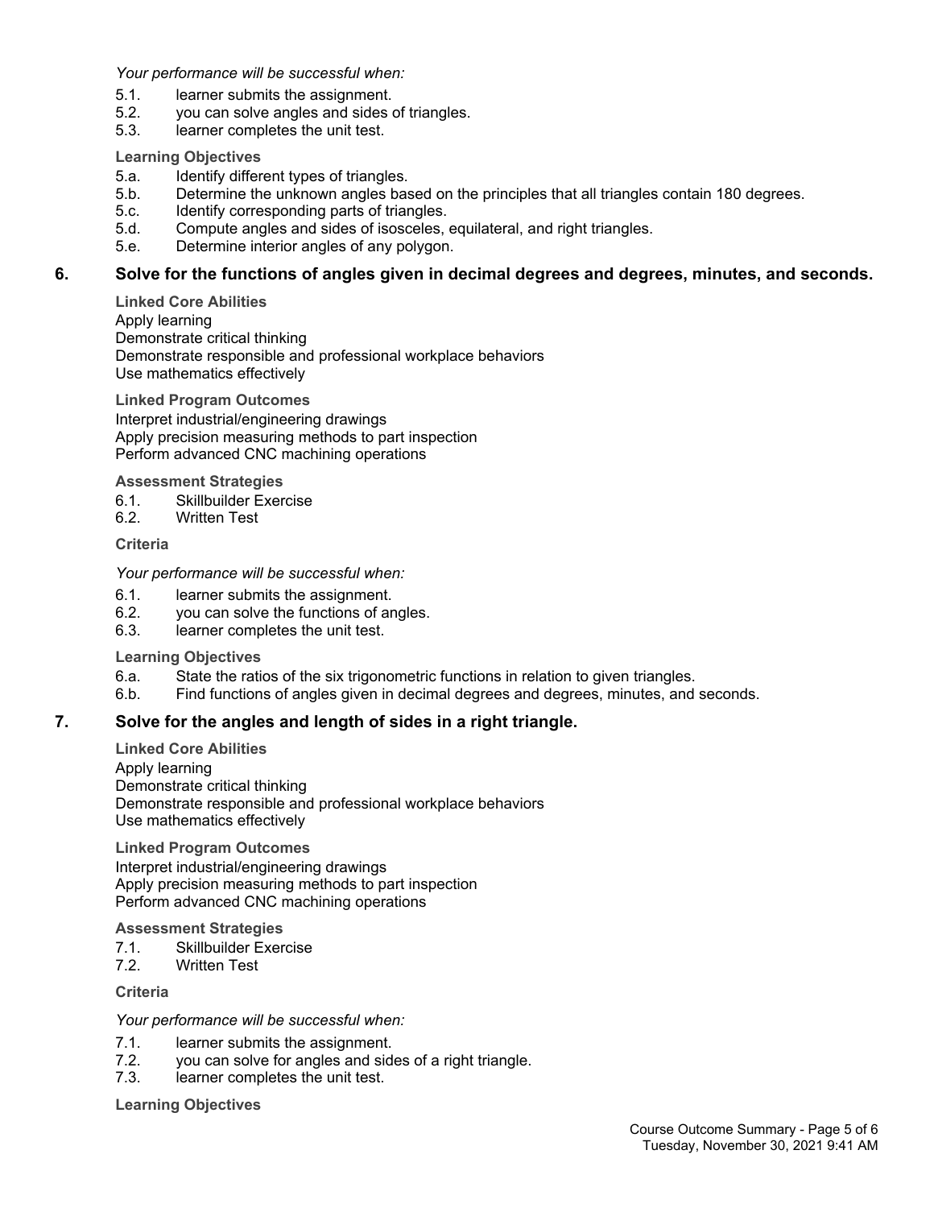*Your performance will be successful when:*

5.1. learner submits the assignment.
5.2. you can solve angles and sides of triangles.
5.3. learner completes the unit test.

**Learning Objectives**

5.a. Identify different types of triangles.
5.b. Determine the unknown angles based on the principles that all triangles contain 180 degrees.
5.c. Identify corresponding parts of triangles.
5.d. Compute angles and sides of isosceles, equilateral, and right triangles.
5.e. Determine interior angles of any polygon.

## 6. Solve for the functions of angles given in decimal degrees and degrees, minutes, and seconds.

**Linked Core Abilities**

Apply learning
Demonstrate critical thinking
Demonstrate responsible and professional workplace behaviors
Use mathematics effectively

**Linked Program Outcomes**

Interpret industrial/engineering drawings
Apply precision measuring methods to part inspection
Perform advanced CNC machining operations

**Assessment Strategies**

6.1. Skillbuilder Exercise
6.2. Written Test

**Criteria**

*Your performance will be successful when:*

6.1. learner submits the assignment.
6.2. you can solve the functions of angles.
6.3. learner completes the unit test.

**Learning Objectives**

6.a. State the ratios of the six trigonometric functions in relation to given triangles.
6.b. Find functions of angles given in decimal degrees and degrees, minutes, and seconds.

## 7. Solve for the angles and length of sides in a right triangle.

**Linked Core Abilities**

Apply learning
Demonstrate critical thinking
Demonstrate responsible and professional workplace behaviors
Use mathematics effectively

**Linked Program Outcomes**

Interpret industrial/engineering drawings
Apply precision measuring methods to part inspection
Perform advanced CNC machining operations

**Assessment Strategies**

7.1. Skillbuilder Exercise
7.2. Written Test

**Criteria**

*Your performance will be successful when:*

7.1. learner submits the assignment.
7.2. you can solve for angles and sides of a right triangle.
7.3. learner completes the unit test.

**Learning Objectives**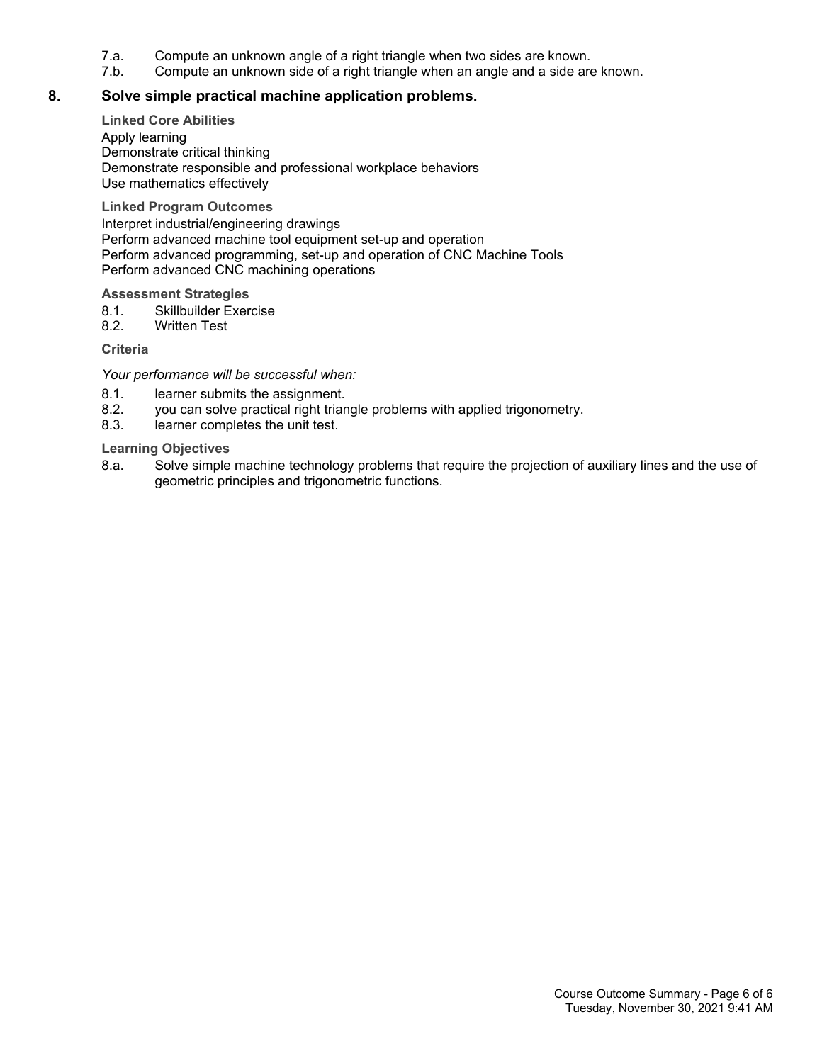7.a. Compute an unknown angle of a right triangle when two sides are known.
7.b. Compute an unknown side of a right triangle when an angle and a side are known.

## 8. Solve simple practical machine application problems.

**Linked Core Abilities**

Apply learning
Demonstrate critical thinking
Demonstrate responsible and professional workplace behaviors
Use mathematics effectively

**Linked Program Outcomes**

Interpret industrial/engineering drawings
Perform advanced machine tool equipment set-up and operation
Perform advanced programming, set-up and operation of CNC Machine Tools
Perform advanced CNC machining operations

**Assessment Strategies**

8.1. Skillbuilder Exercise
8.2. Written Test

**Criteria**

*Your performance will be successful when:*

8.1. learner submits the assignment.
8.2. you can solve practical right triangle problems with applied trigonometry.
8.3. learner completes the unit test.

**Learning Objectives**

8.a. Solve simple machine technology problems that require the projection of auxiliary lines and the use of geometric principles and trigonometric functions.